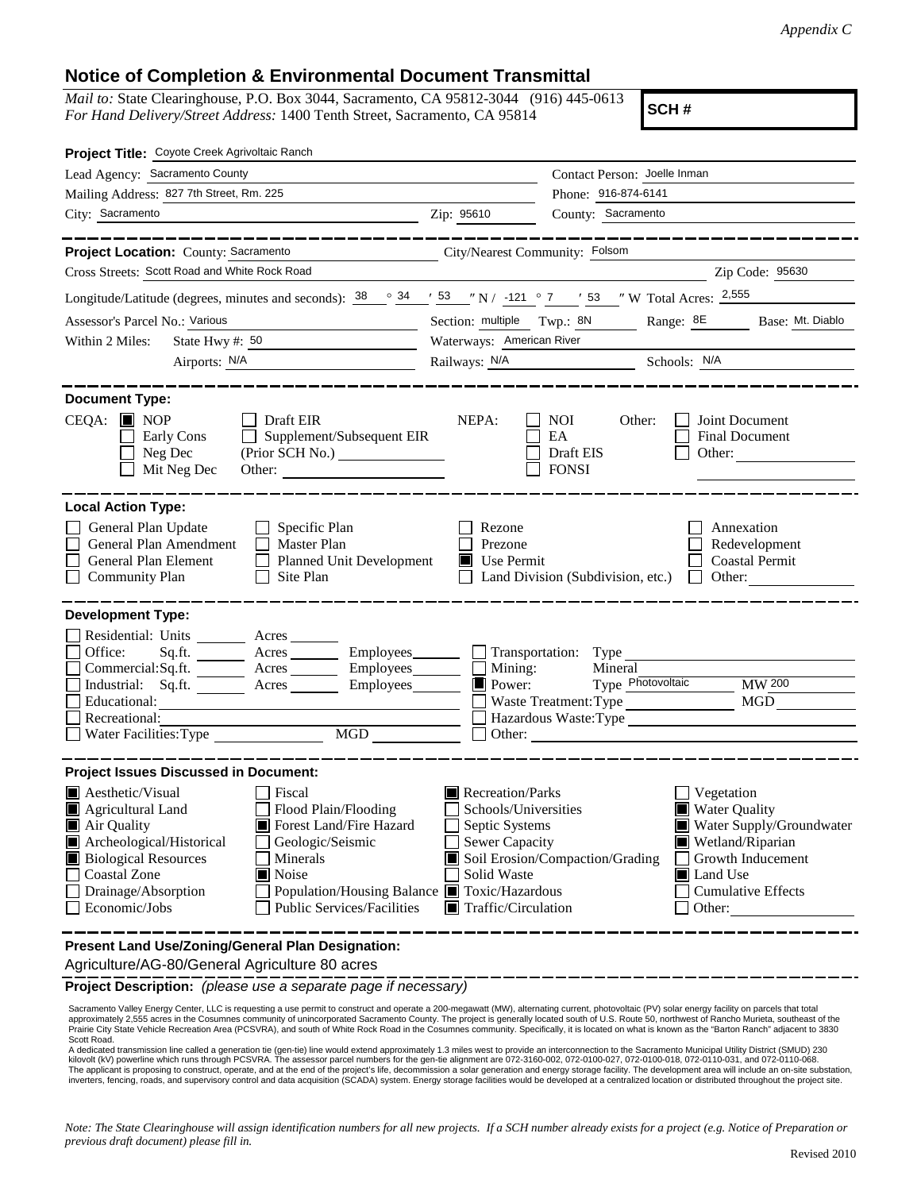*Appendix C*

# Notice of Completion & Environmental Document Transmittal

*Mail to:* State Clearinghouse, P.O. Box 3044, Sacramento, CA 95812-3044 (916) 445-0613
*For Hand Delivery/Street Address:* 1400 Tenth Street, Sacramento, CA 95814

**SCH #**

**Project Title:** Coyote Creek Agrivoltaic Ranch

Lead Agency: Sacramento County
Contact Person: Joelle Inman
Mailing Address: 827 7th Street, Rm. 225
Phone: 916-874-6141
City: Sacramento
Zip: 95610
County: Sacramento

**Project Location:** County: Sacramento
City/Nearest Community: Folsom
Cross Streets: Scott Road and White Rock Road
Zip Code: 95630

Longitude/Latitude (degrees, minutes and seconds): 38 ° 34 ′ 53 ″ N / -121 ° 7 ′ 53 ″ W Total Acres: 2,555

Assessor's Parcel No.: Various
Section: multiple Twp.: 8N Range: 8E Base: Mt. Diablo

Within 2 Miles: State Hwy #: 50
Waterways: American River
Airports: N/A
Railways: N/A
Schools: N/A

**Document Type:**

CEQA: ☒ NOP ☐ Draft EIR ☐ Supplement/Subsequent EIR (Prior SCH No.) ☐ Early Cons ☐ Neg Dec ☐ Mit Neg Dec Other:

NEPA: ☐ NOI ☐ EA ☐ Draft EIS ☐ FONSI

Other: ☐ Joint Document ☐ Final Document ☐ Other:

**Local Action Type:**

☐ General Plan Update ☐ General Plan Amendment ☐ General Plan Element ☐ Community Plan ☐ Specific Plan ☐ Master Plan ☐ Planned Unit Development ☐ Site Plan ☐ Rezone ☐ Prezone ☒ Use Permit ☐ Land Division (Subdivision, etc.) ☐ Annexation ☐ Redevelopment ☐ Coastal Permit ☐ Other:

**Development Type:**

☐ Residential: Units Acres
☐ Office: Sq.ft. Acres Employees
☐ Commercial: Sq.ft. Acres Employees
☐ Industrial: Sq.ft. Acres Employees
☐ Educational:
☐ Recreational:
☐ Water Facilities: Type MGD
☐ Transportation: Type
☐ Mining: Mineral
☒ Power: Type Photovoltaic MW 200
☐ Waste Treatment: Type MGD
☐ Hazardous Waste: Type
☐ Other:

**Project Issues Discussed in Document:**

☒ Aesthetic/Visual
☒ Agricultural Land
☒ Air Quality
☒ Archeological/Historical
☒ Biological Resources
☐ Coastal Zone
☐ Drainage/Absorption
☐ Economic/Jobs
☐ Fiscal
☐ Flood Plain/Flooding
☒ Forest Land/Fire Hazard
☐ Geologic/Seismic
☐ Minerals
☒ Noise
☐ Population/Housing Balance
☐ Public Services/Facilities
☒ Recreation/Parks
☐ Schools/Universities
☐ Septic Systems
☐ Sewer Capacity
☒ Soil Erosion/Compaction/Grading
☐ Solid Waste
☒ Toxic/Hazardous
☒ Traffic/Circulation
☐ Vegetation
☒ Water Quality
☒ Water Supply/Groundwater
☒ Wetland/Riparian
☐ Growth Inducement
☒ Land Use
☐ Cumulative Effects
☐ Other:

**Present Land Use/Zoning/General Plan Designation:**

Agriculture/AG-80/General Agriculture 80 acres

**Project Description:** *(please use a separate page if necessary)*

Sacramento Valley Energy Center, LLC is requesting a use permit to construct and operate a 200-megawatt (MW), alternating current, photovoltaic (PV) solar energy facility on parcels that total approximately 2,555 acres in the Cosumnes community of unincorporated Sacramento County. The project is generally located south of U.S. Route 50, northwest of Rancho Murieta, southeast of the Prairie City State Vehicle Recreation Area (PCSVRA), and south of White Rock Road in the Cosumnes community. Specifically, it is located on what is known as the "Barton Ranch" adjacent to 3830 Scott Road.

A dedicated transmission line called a generation tie (gen-tie) line would extend approximately 1.3 miles west to provide an interconnection to the Sacramento Municipal Utility District (SMUD) 230 kilovolt (kV) powerline which runs through PCSVRA. The assessor parcel numbers for the gen-tie alignment are 072-3160-002, 072-0100-027, 072-0100-018, 072-0110-031, and 072-0110-068.

The applicant is proposing to construct, operate, and at the end of the project's life, decommission a solar generation and energy storage facility. The development area will include an on-site substation, inverters, fencing, roads, and supervisory control and data acquisition (SCADA) system. Energy storage facilities would be developed at a centralized location or distributed throughout the project site.

*Note: The State Clearinghouse will assign identification numbers for all new projects. If a SCH number already exists for a project (e.g. Notice of Preparation or previous draft document) please fill in.*

Revised 2010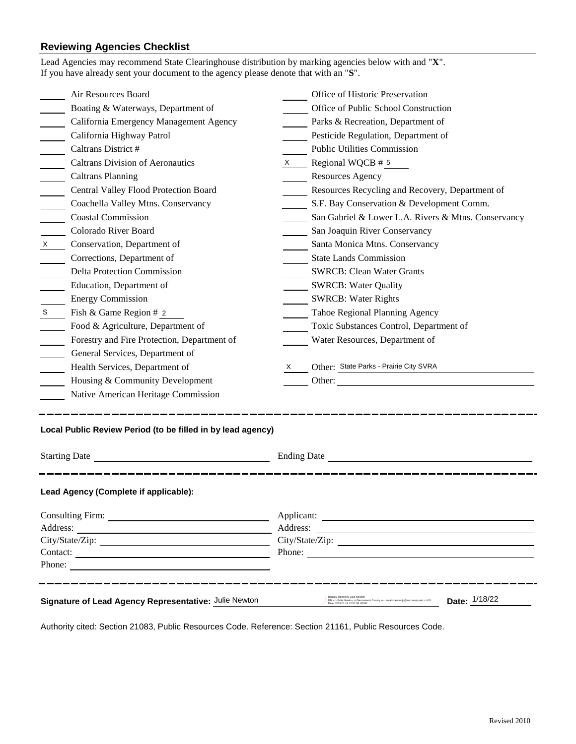## Reviewing Agencies Checklist

Lead Agencies may recommend State Clearinghouse distribution by marking agencies below with and "**X**". If you have already sent your document to the agency please denote that with an "**S**".

| | | | |
|---|---|---|---|
| | Air Resources Board | | Office of Historic Preservation |
| | Boating & Waterways, Department of | | Office of Public School Construction |
| | California Emergency Management Agency | | Parks & Recreation, Department of |
| | California Highway Patrol | | Pesticide Regulation, Department of |
| | Caltrans District # | | Public Utilities Commission |
| | Caltrans Division of Aeronautics | X | Regional WQCB # 5 |
| | Caltrans Planning | | Resources Agency |
| | Central Valley Flood Protection Board | | Resources Recycling and Recovery, Department of |
| | Coachella Valley Mtns. Conservancy | | S.F. Bay Conservation & Development Comm. |
| | Coastal Commission | | San Gabriel & Lower L.A. Rivers & Mtns. Conservancy |
| | Colorado River Board | | San Joaquin River Conservancy |
| X | Conservation, Department of | | Santa Monica Mtns. Conservancy |
| | Corrections, Department of | | State Lands Commission |
| | Delta Protection Commission | | SWRCB: Clean Water Grants |
| | Education, Department of | | SWRCB: Water Quality |
| | Energy Commission | | SWRCB: Water Rights |
| S | Fish & Game Region # 2 | | Tahoe Regional Planning Agency |
| | Food & Agriculture, Department of | | Toxic Substances Control, Department of |
| | Forestry and Fire Protection, Department of | | Water Resources, Department of |
| | General Services, Department of | | |
| | Health Services, Department of | X | Other: State Parks - Prairie City SVRA |
| | Housing & Community Development | | Other: |
| | Native American Heritage Commission | | |

---

**Local Public Review Period (to be filled in by lead agency)**

Starting Date ______________________ Ending Date ______________________

---

**Lead Agency (Complete if applicable):**

Consulting Firm: ______________________ Applicant: ______________________

Address: ______________________ Address: ______________________

City/State/Zip: ______________________ City/State/Zip: ______________________

Contact: ______________________ Phone: ______________________

Phone: ______________________

---

**Signature of Lead Agency Representative:** Julie Newton

Digitally signed by Julie Newton
DN: cn=Julie Newton, o=Sacramento County, ou, email=newtonju@saccounty.net, c=US
Date: 2022.01.18 17:01:58 -08'00'

**Date:** 1/18/22

Authority cited: Section 21083, Public Resources Code. Reference: Section 21161, Public Resources Code.

Revised 2010